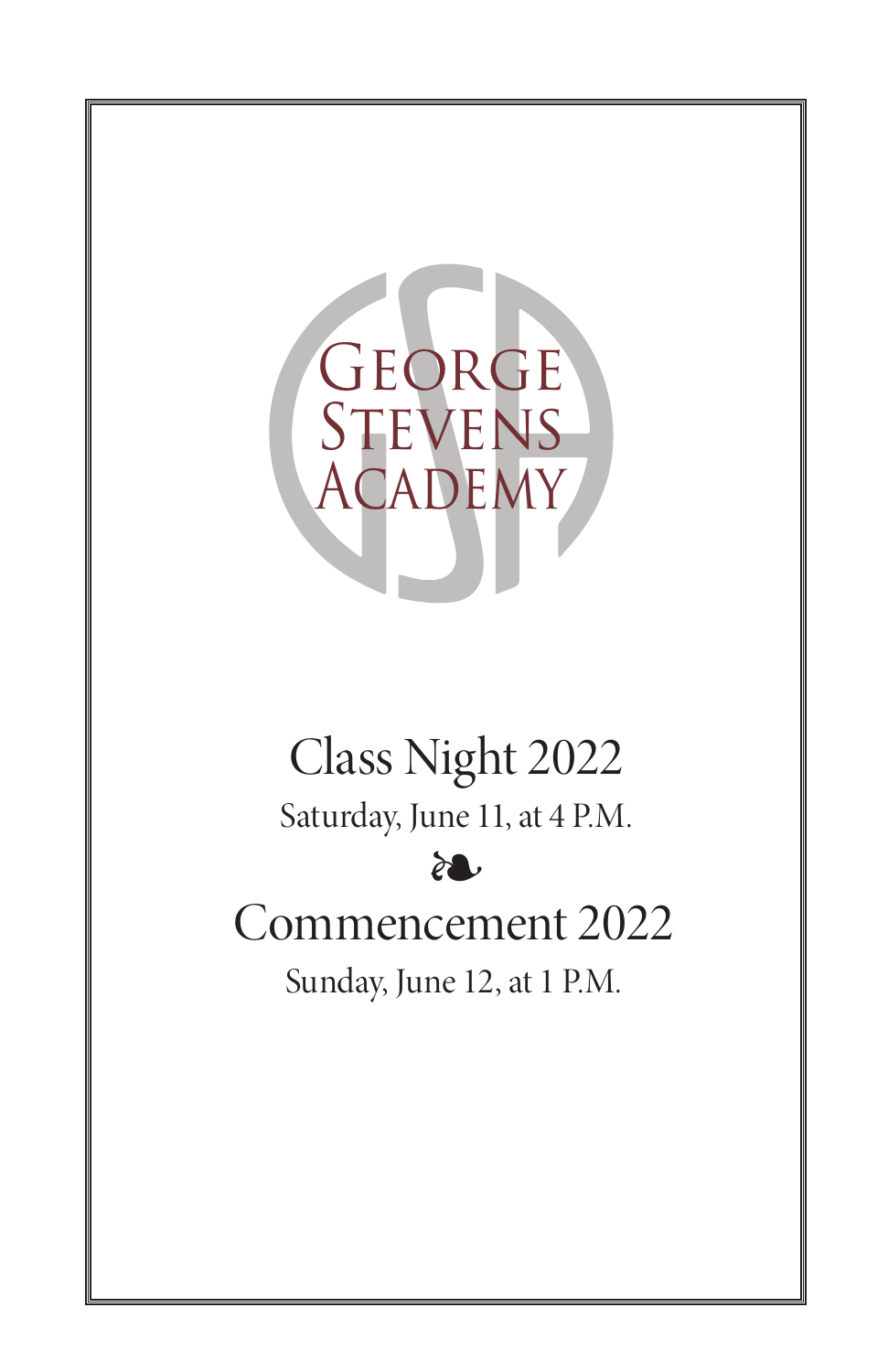# George Stevens Academy

## Class Night 2022

Saturday, June 11, at 4 P.M.

❧

## Commencement 2022

Sunday, June 12, at 1 P.M.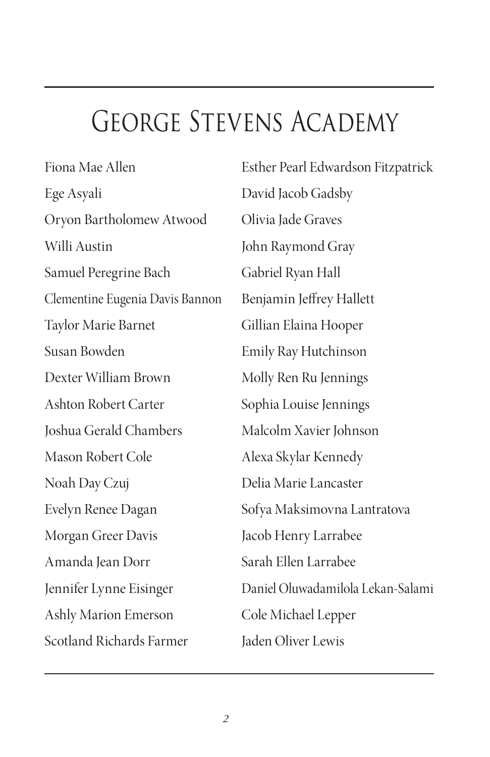# George Stevens Academy

Fiona Mae Allen
Ege Asyali
Oryon Bartholomew Atwood
Willi Austin
Samuel Peregrine Bach
Clementine Eugenia Davis Bannon
Taylor Marie Barnet
Susan Bowden
Dexter William Brown
Ashton Robert Carter
Joshua Gerald Chambers
Mason Robert Cole
Noah Day Czuj
Evelyn Renee Dagan
Morgan Greer Davis
Amanda Jean Dorr
Jennifer Lynne Eisinger
Ashly Marion Emerson
Scotland Richards Farmer
Esther Pearl Edwardson Fitzpatrick
David Jacob Gadsby
Olivia Jade Graves
John Raymond Gray
Gabriel Ryan Hall
Benjamin Jeffrey Hallett
Gillian Elaina Hooper
Emily Ray Hutchinson
Molly Ren Ru Jennings
Sophia Louise Jennings
Malcolm Xavier Johnson
Alexa Skylar Kennedy
Delia Marie Lancaster
Sofya Maksimovna Lantratova
Jacob Henry Larrabee
Sarah Ellen Larrabee
Daniel Oluwadamilola Lekan-Salami
Cole Michael Lepper
Jaden Oliver Lewis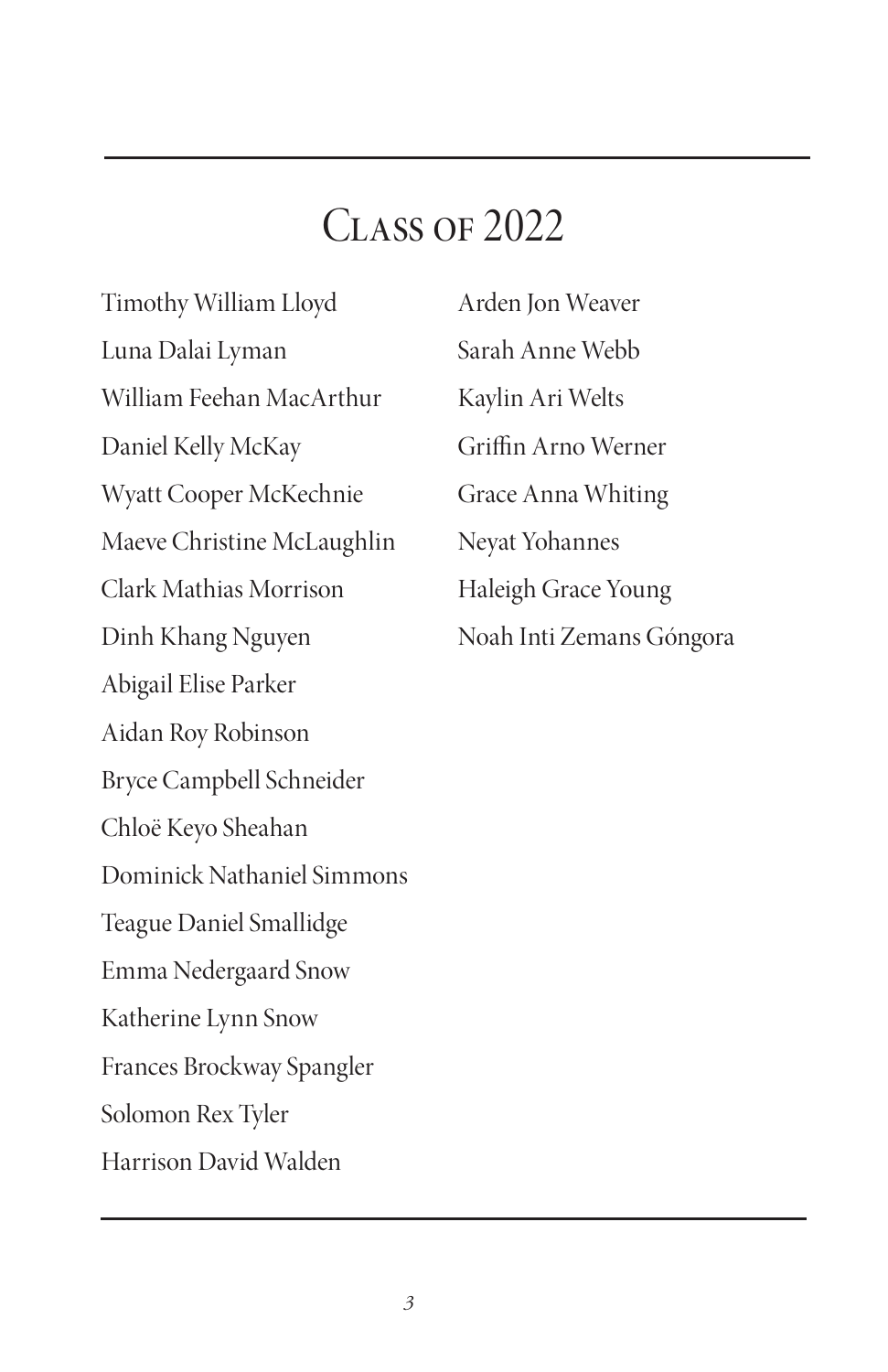## Class of 2022

Timothy William Lloyd
Luna Dalai Lyman
William Feehan MacArthur
Daniel Kelly McKay
Wyatt Cooper McKechnie
Maeve Christine McLaughlin
Clark Mathias Morrison
Dinh Khang Nguyen
Abigail Elise Parker
Aidan Roy Robinson
Bryce Campbell Schneider
Chloë Keyo Sheahan
Dominick Nathaniel Simmons
Teague Daniel Smallidge
Emma Nedergaard Snow
Katherine Lynn Snow
Frances Brockway Spangler
Solomon Rex Tyler
Harrison David Walden
Arden Jon Weaver
Sarah Anne Webb
Kaylin Ari Welts
Griffin Arno Werner
Grace Anna Whiting
Neyat Yohannes
Haleigh Grace Young
Noah Inti Zemans Góngora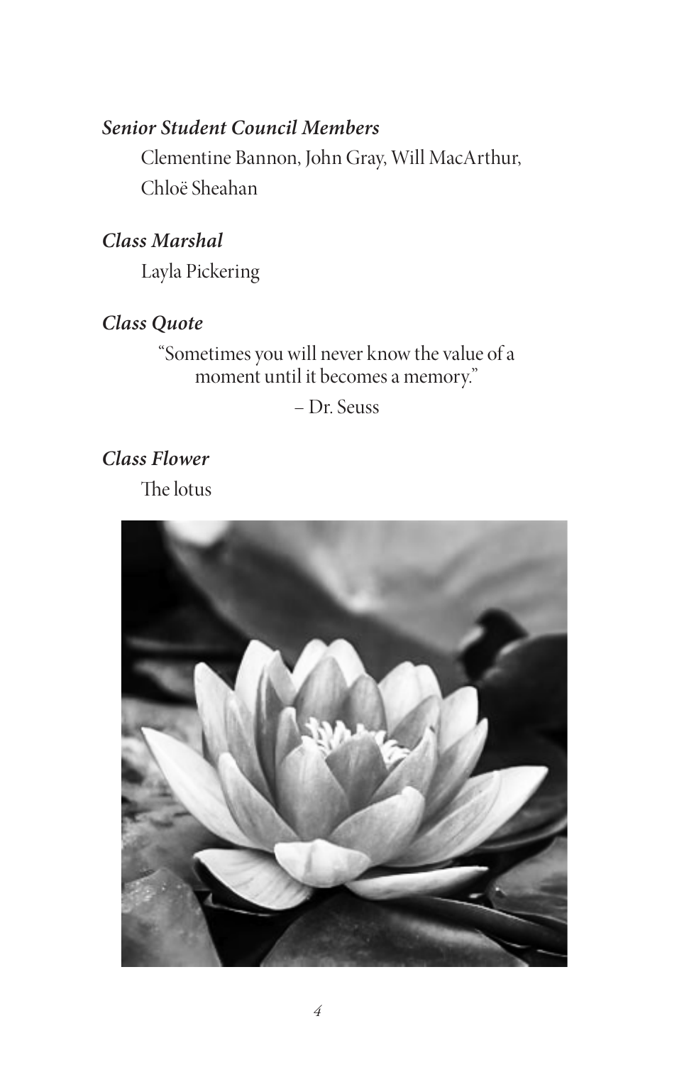***Senior Student Council Members***

Clementine Bannon, John Gray, Will MacArthur, Chloë Sheahan

***Class Marshal***

Layla Pickering

***Class Quote***

"Sometimes you will never know the value of a moment until it becomes a memory."

– Dr. Seuss

***Class Flower***

The lotus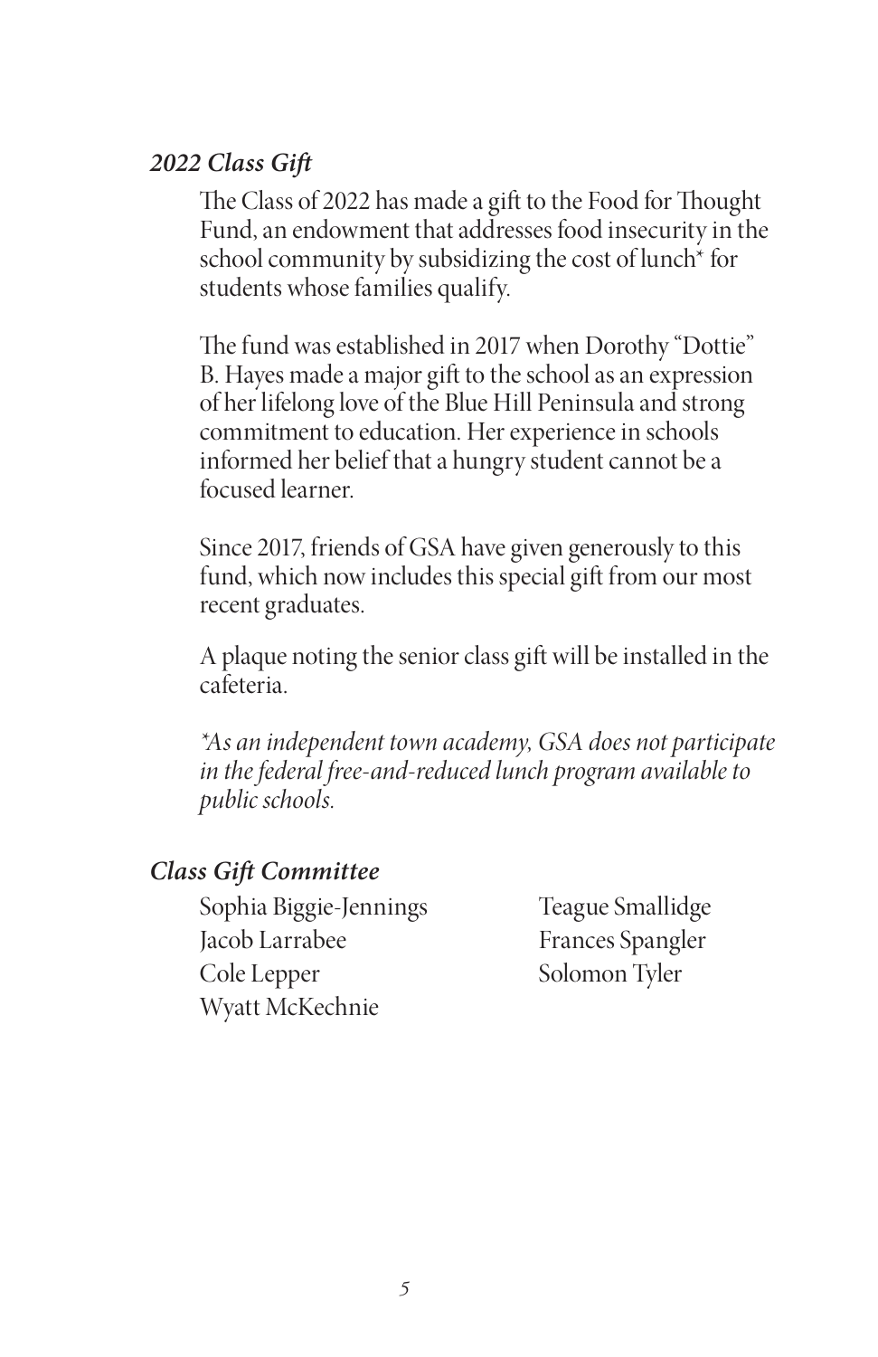### *2022 Class Gift*

The Class of 2022 has made a gift to the Food for Thought Fund, an endowment that addresses food insecurity in the school community by subsidizing the cost of lunch* for students whose families qualify.

The fund was established in 2017 when Dorothy "Dottie" B. Hayes made a major gift to the school as an expression of her lifelong love of the Blue Hill Peninsula and strong commitment to education. Her experience in schools informed her belief that a hungry student cannot be a focused learner.

Since 2017, friends of GSA have given generously to this fund, which now includes this special gift from our most recent graduates.

A plaque noting the senior class gift will be installed in the cafeteria.

*\*As an independent town academy, GSA does not participate in the federal free-and-reduced lunch program available to public schools.*

### *Class Gift Committee*

Sophia Biggie-Jennings
Jacob Larrabee
Cole Lepper
Wyatt McKechnie
Teague Smallidge
Frances Spangler
Solomon Tyler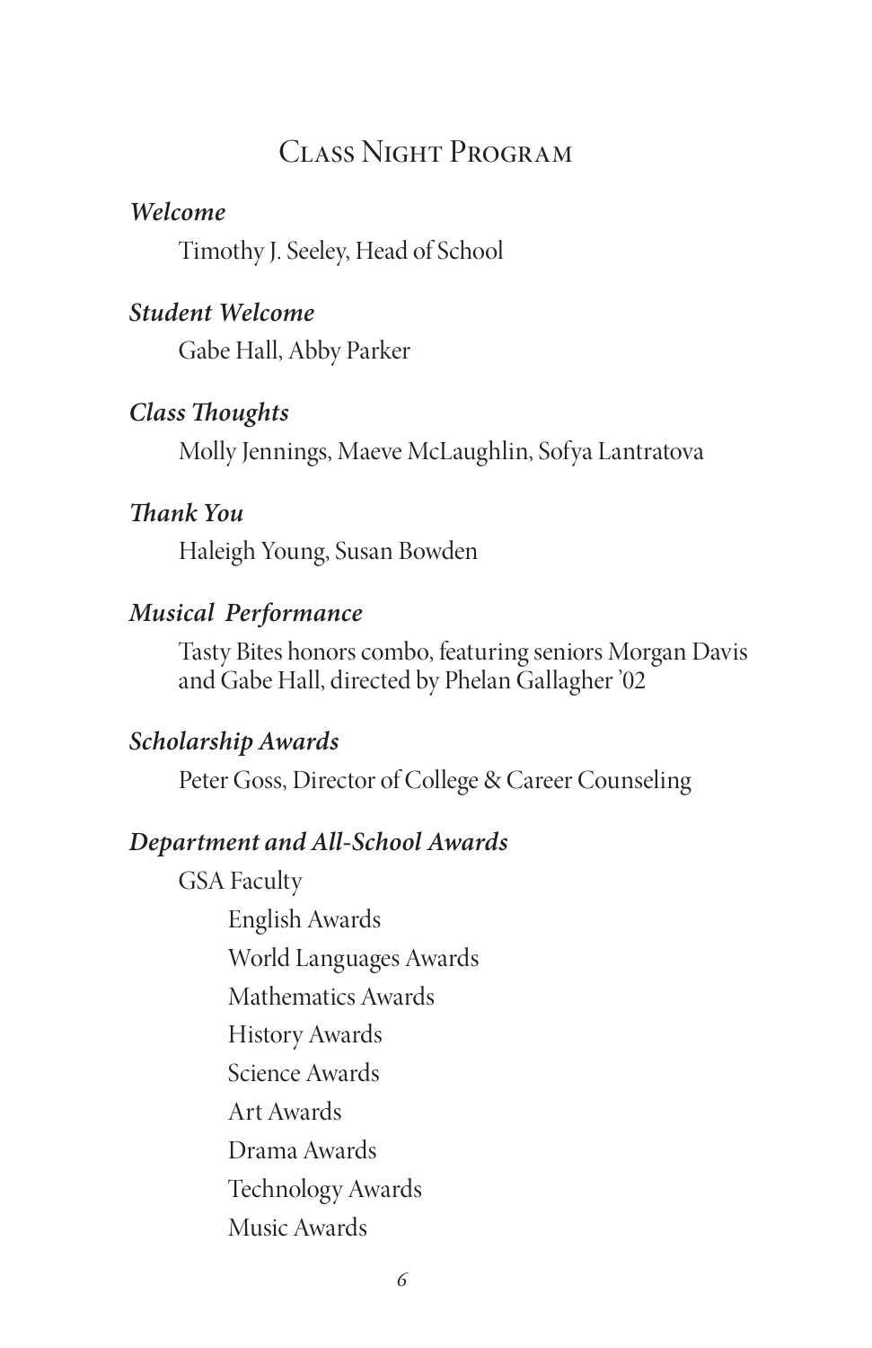# Class Night Program

***Welcome***

Timothy J. Seeley, Head of School

***Student Welcome***

Gabe Hall, Abby Parker

***Class Thoughts***

Molly Jennings, Maeve McLaughlin, Sofya Lantratova

***Thank You***

Haleigh Young, Susan Bowden

***Musical Performance***

Tasty Bites honors combo, featuring seniors Morgan Davis and Gabe Hall, directed by Phelan Gallagher '02

***Scholarship Awards***

Peter Goss, Director of College & Career Counseling

***Department and All-School Awards***

GSA Faculty

- English Awards
- World Languages Awards
- Mathematics Awards
- History Awards
- Science Awards
- Art Awards
- Drama Awards
- Technology Awards
- Music Awards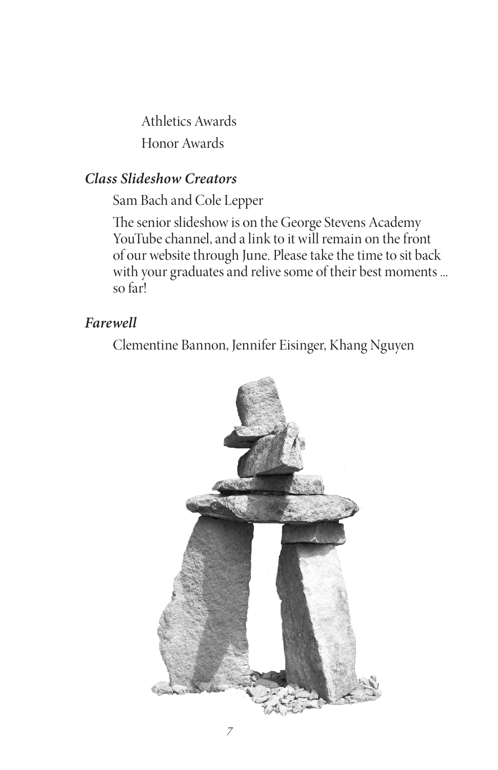Athletics Awards

Honor Awards

### *Class Slideshow Creators*

Sam Bach and Cole Lepper

The senior slideshow is on the George Stevens Academy YouTube channel, and a link to it will remain on the front of our website through June. Please take the time to sit back with your graduates and relive some of their best moments ... so far!

### *Farewell*

Clementine Bannon, Jennifer Eisinger, Khang Nguyen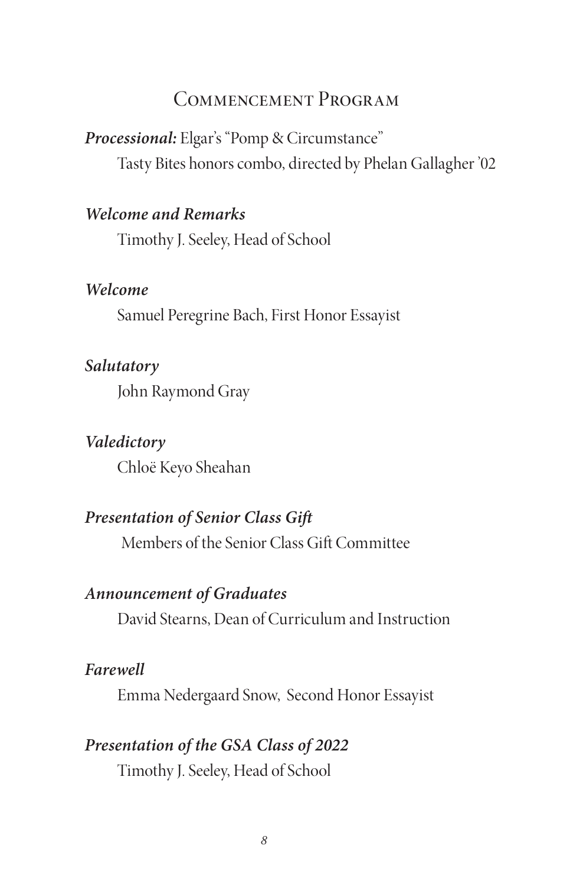# Commencement Program

***Processional:*** Elgar's "Pomp & Circumstance"
Tasty Bites honors combo, directed by Phelan Gallagher '02

***Welcome and Remarks***
Timothy J. Seeley, Head of School

***Welcome***
Samuel Peregrine Bach, First Honor Essayist

***Salutatory***
John Raymond Gray

***Valedictory***
Chloë Keyo Sheahan

***Presentation of Senior Class Gift***
Members of the Senior Class Gift Committee

***Announcement of Graduates***
David Stearns, Dean of Curriculum and Instruction

***Farewell***
Emma Nedergaard Snow, Second Honor Essayist

***Presentation of the GSA Class of 2022***
Timothy J. Seeley, Head of School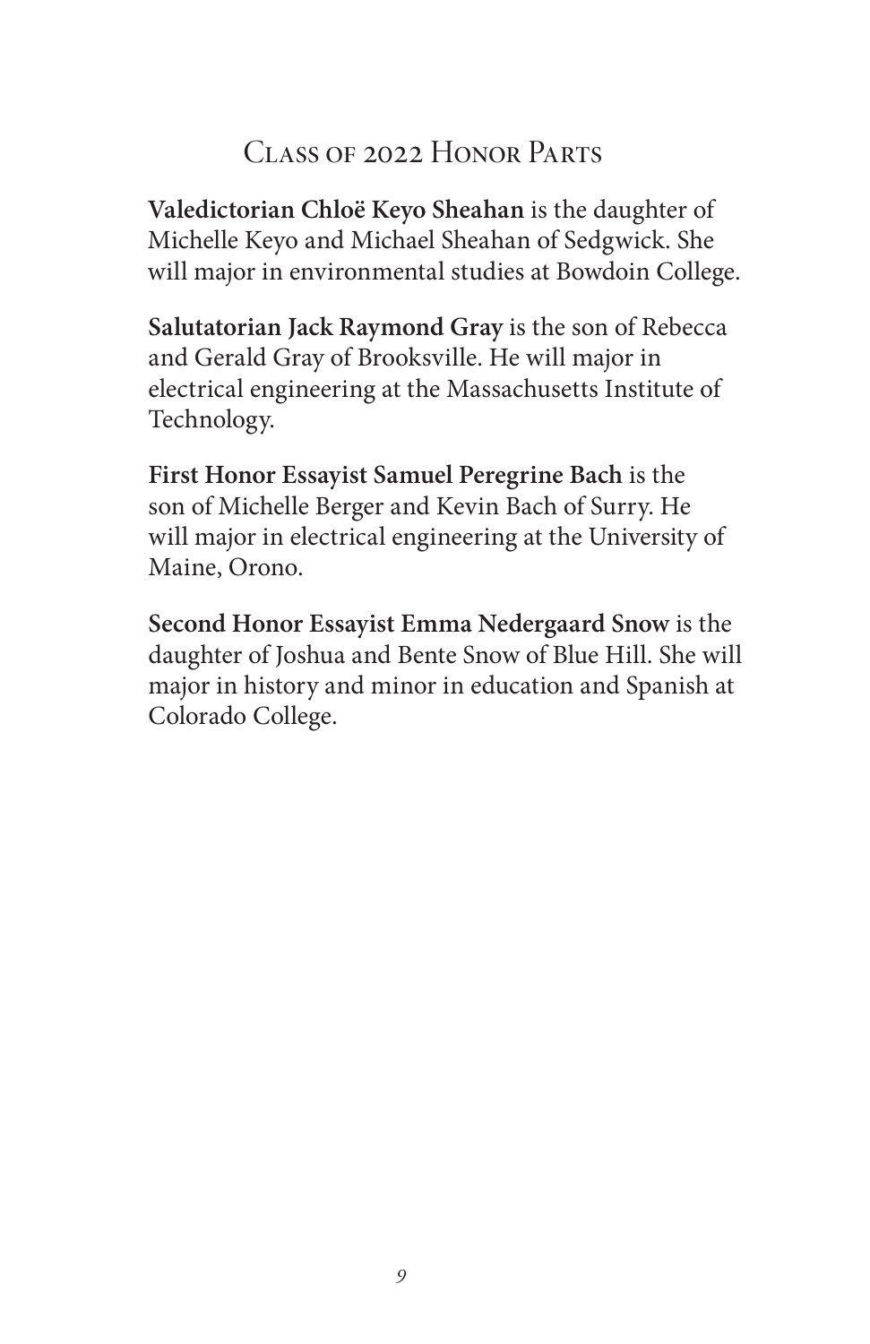# Class of 2022 Honor Parts

**Valedictorian Chloë Keyo Sheahan** is the daughter of Michelle Keyo and Michael Sheahan of Sedgwick. She will major in environmental studies at Bowdoin College.

**Salutatorian Jack Raymond Gray** is the son of Rebecca and Gerald Gray of Brooksville. He will major in electrical engineering at the Massachusetts Institute of Technology.

**First Honor Essayist Samuel Peregrine Bach** is the son of Michelle Berger and Kevin Bach of Surry. He will major in electrical engineering at the University of Maine, Orono.

**Second Honor Essayist Emma Nedergaard Snow** is the daughter of Joshua and Bente Snow of Blue Hill. She will major in history and minor in education and Spanish at Colorado College.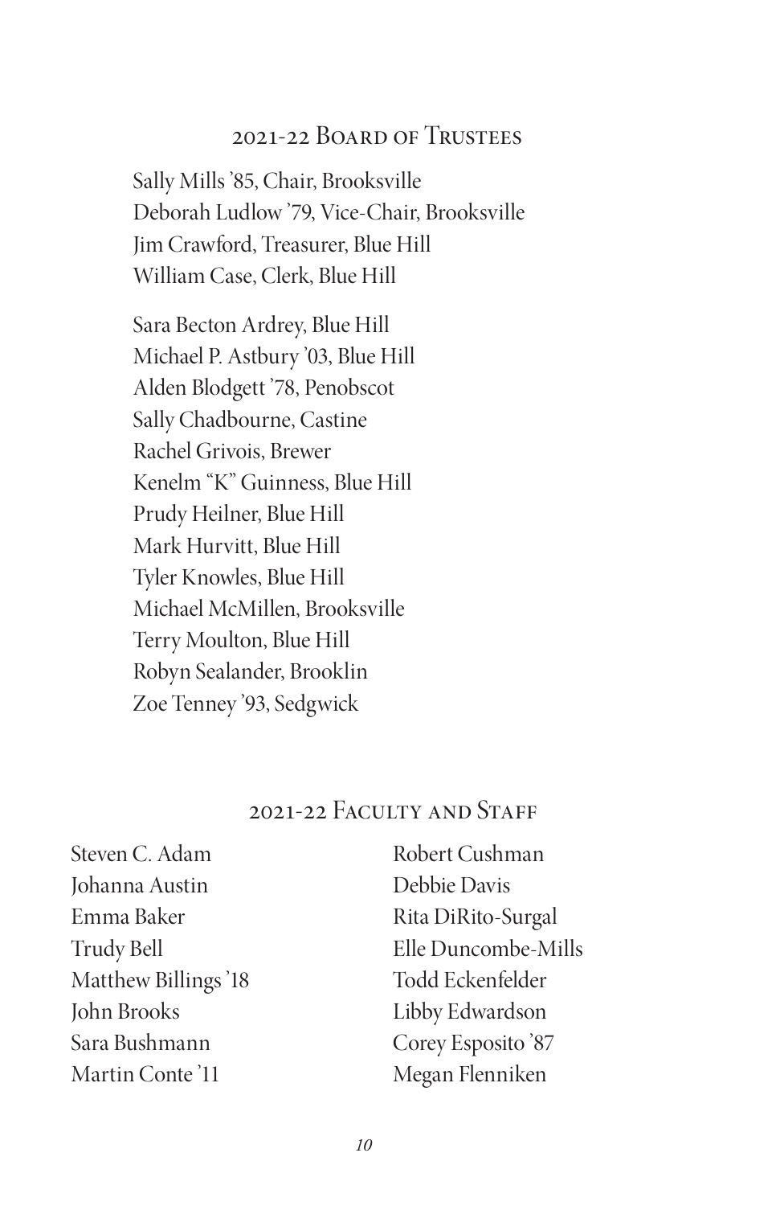## 2021-22 Board of Trustees

Sally Mills '85, Chair, Brooksville
Deborah Ludlow '79, Vice-Chair, Brooksville
Jim Crawford, Treasurer, Blue Hill
William Case, Clerk, Blue Hill

Sara Becton Ardrey, Blue Hill
Michael P. Astbury '03, Blue Hill
Alden Blodgett '78, Penobscot
Sally Chadbourne, Castine
Rachel Grivois, Brewer
Kenelm "K" Guinness, Blue Hill
Prudy Heilner, Blue Hill
Mark Hurvitt, Blue Hill
Tyler Knowles, Blue Hill
Michael McMillen, Brooksville
Terry Moulton, Blue Hill
Robyn Sealander, Brooklin
Zoe Tenney '93, Sedgwick

## 2021-22 Faculty and Staff

Steven C. Adam
Johanna Austin
Emma Baker
Trudy Bell
Matthew Billings '18
John Brooks
Sara Bushmann
Martin Conte '11
Robert Cushman
Debbie Davis
Rita DiRito-Surgal
Elle Duncombe-Mills
Todd Eckenfelder
Libby Edwardson
Corey Esposito '87
Megan Flenniken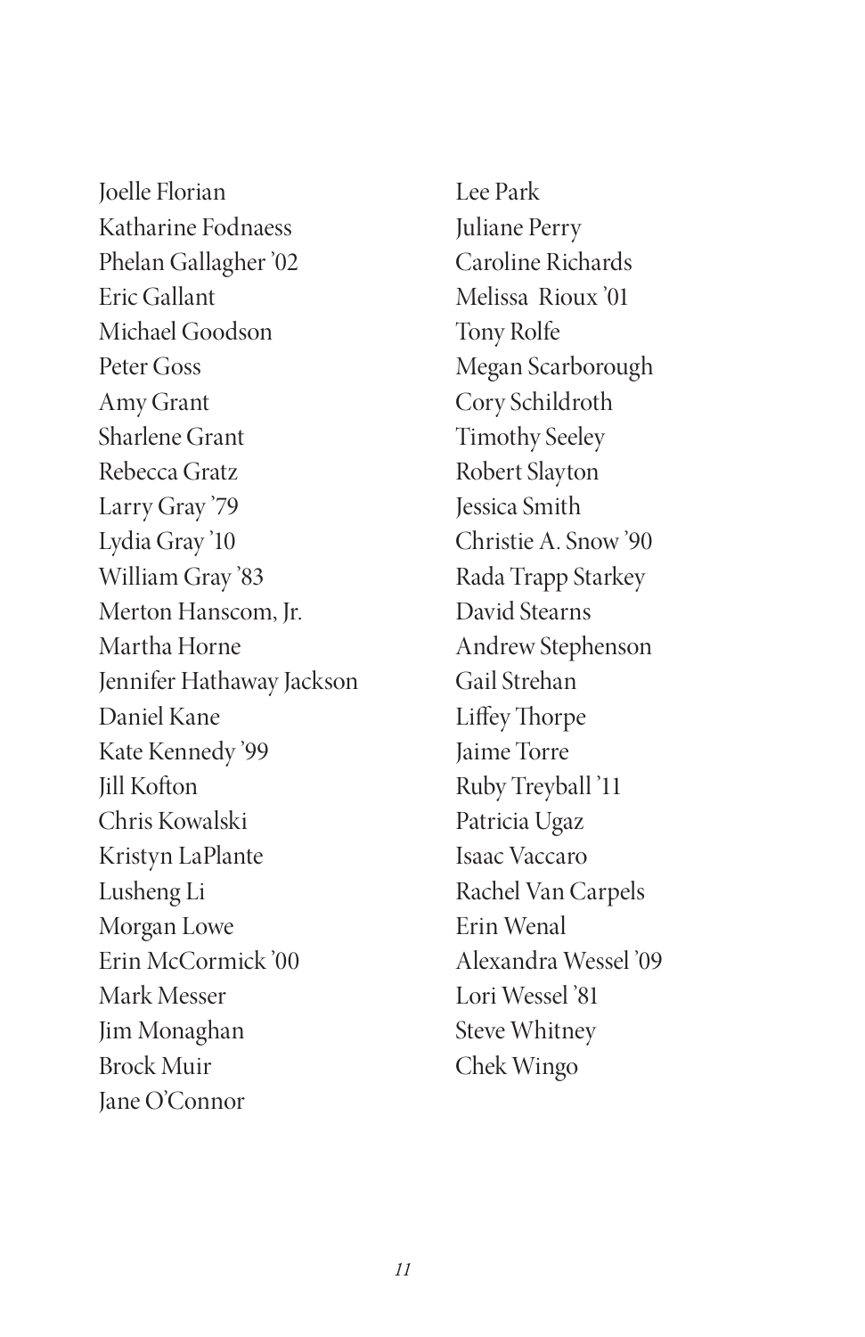Joelle Florian  
Katharine Fodnaess  
Phelan Gallagher '02  
Eric Gallant  
Michael Goodson  
Peter Goss  
Amy Grant  
Sharlene Grant  
Rebecca Gratz  
Larry Gray '79  
Lydia Gray '10  
William Gray '83  
Merton Hanscom, Jr.  
Martha Horne  
Jennifer Hathaway Jackson  
Daniel Kane  
Kate Kennedy '99  
Jill Kofton  
Chris Kowalski  
Kristyn LaPlante  
Lusheng Li  
Morgan Lowe  
Erin McCormick '00  
Mark Messer  
Jim Monaghan  
Brock Muir  
Jane O'Connor  
Lee Park  
Juliane Perry  
Caroline Richards  
Melissa Rioux '01  
Tony Rolfe  
Megan Scarborough  
Cory Schildroth  
Timothy Seeley  
Robert Slayton  
Jessica Smith  
Christie A. Snow '90  
Rada Trapp Starkey  
David Stearns  
Andrew Stephenson  
Gail Strehan  
Liffey Thorpe  
Jaime Torre  
Ruby Treyball '11  
Patricia Ugaz  
Isaac Vaccaro  
Rachel Van Carpels  
Erin Wenal  
Alexandra Wessel '09  
Lori Wessel '81  
Steve Whitney  
Chek Wingo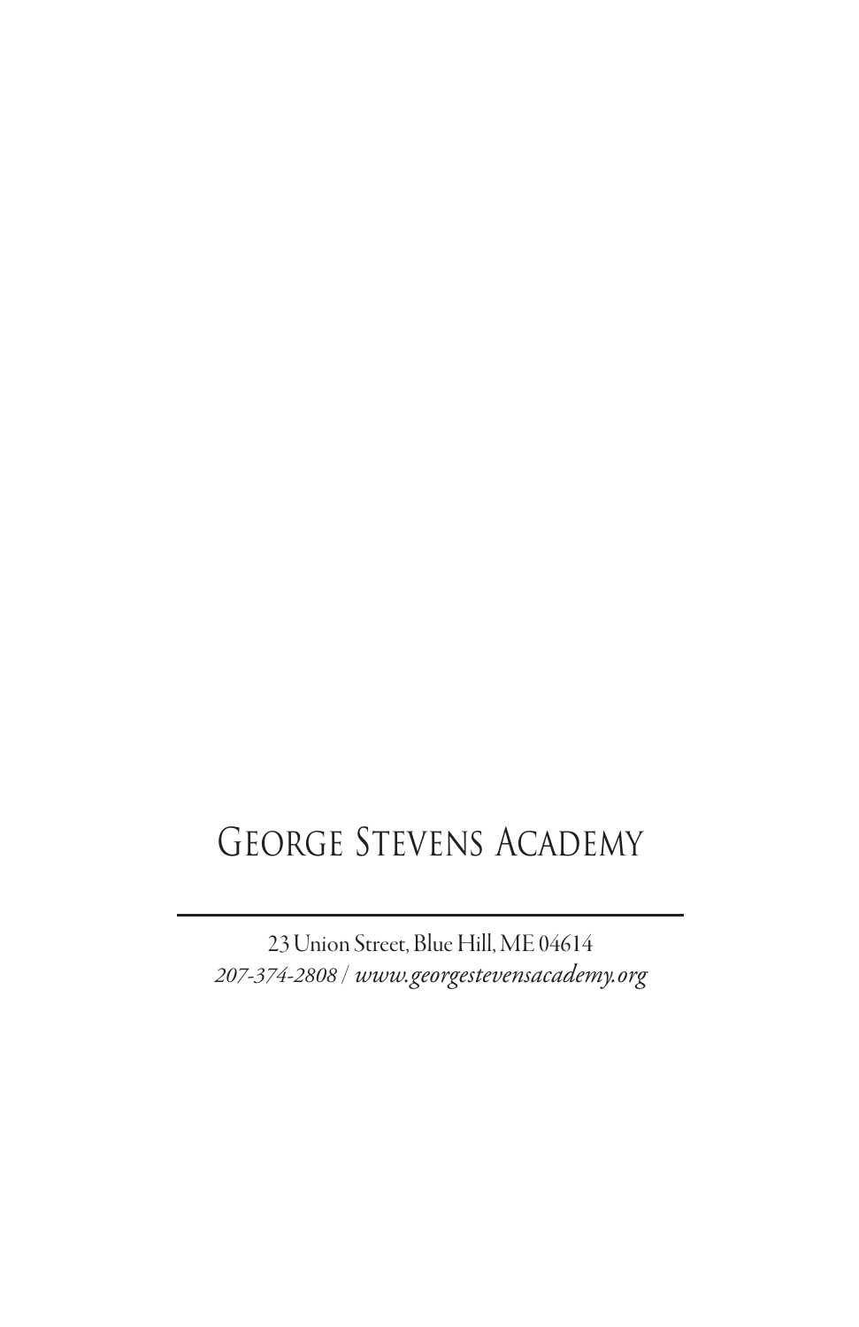# George Stevens Academy

---

23 Union Street, Blue Hill, ME 04614

*207-374-2808* / *www.georgestevensacademy.org*